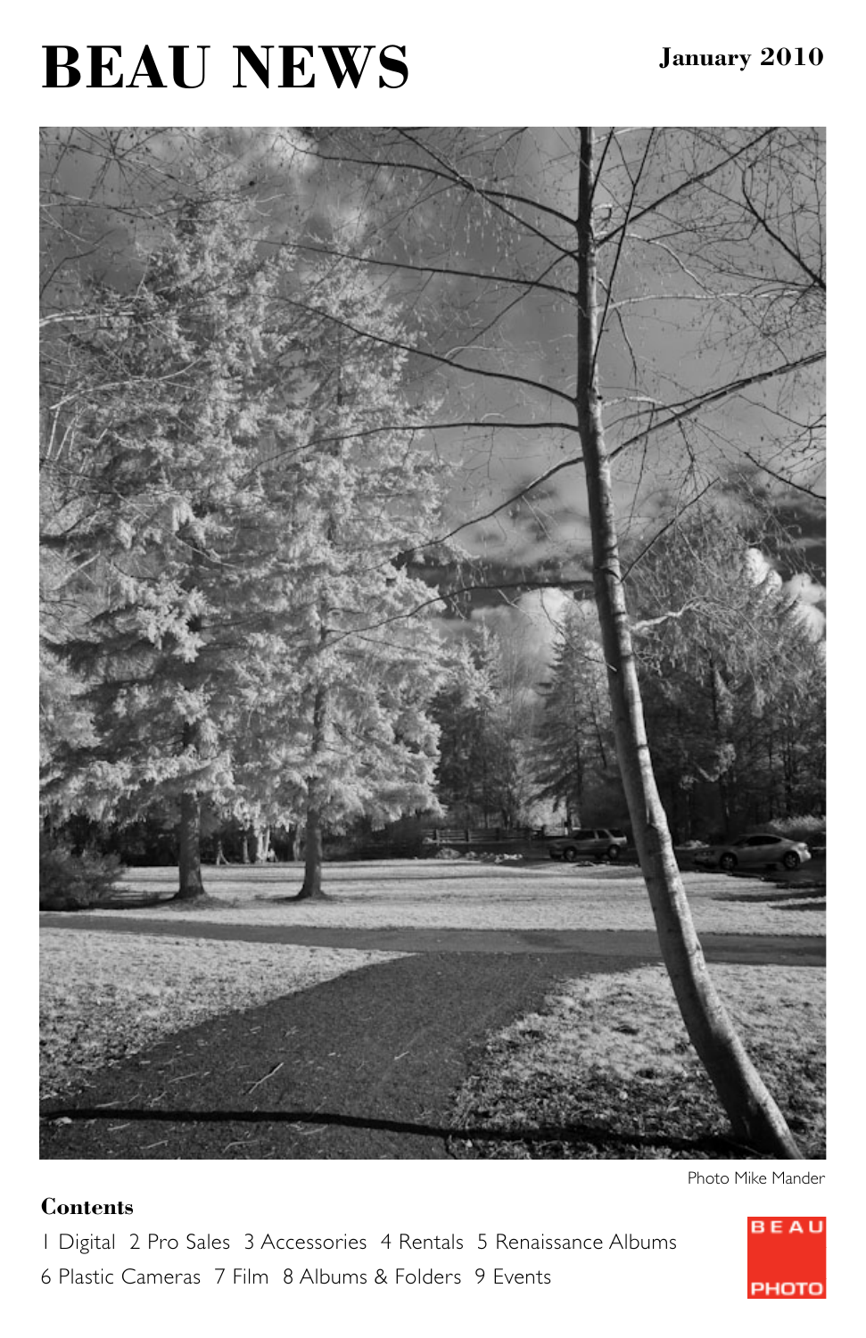# BEAU NEWS

**January 2010**

Photo Mike Mander

**Contents**

1 Digital 2 Pro Sales 3 Accessories 4 Rentals 5 Renaissance Albums
6 Plastic Cameras 7 Film 8 Albums & Folders 9 Events

BEAU PHOTO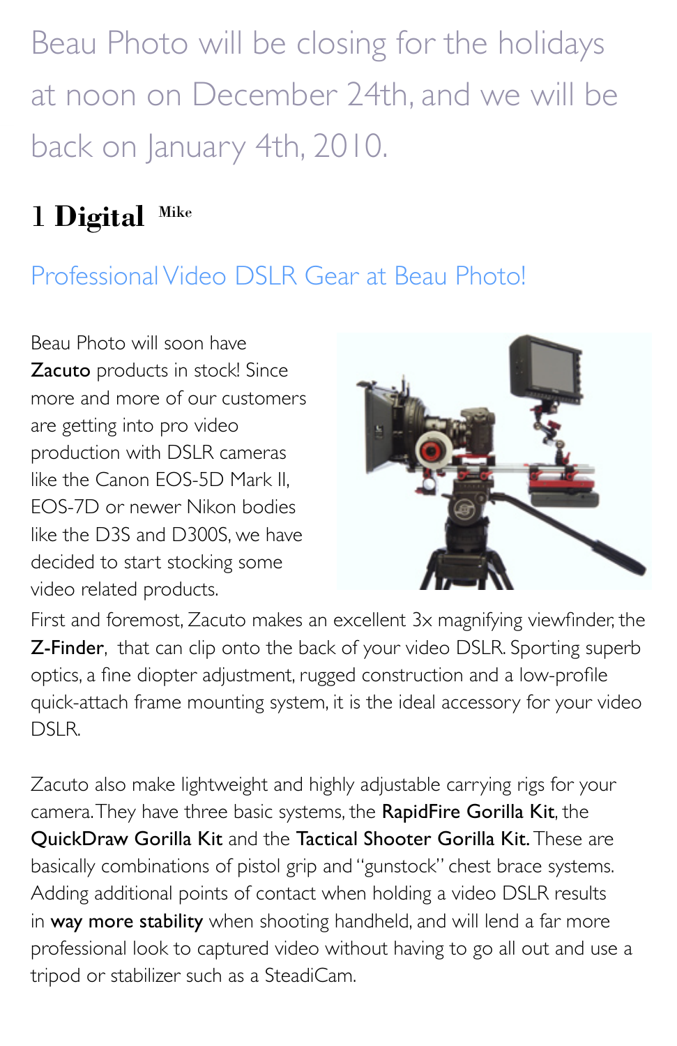Beau Photo will be closing for the holidays at noon on December 24th, and we will be back on January 4th, 2010.

# 1 Digital

Mike

## Professional Video DSLR Gear at Beau Photo!

Beau Photo will soon have **Zacuto** products in stock! Since more and more of our customers are getting into pro video production with DSLR cameras like the Canon EOS-5D Mark II, EOS-7D or newer Nikon bodies like the D3S and D300S, we have decided to start stocking some video related products.

First and foremost, Zacuto makes an excellent 3x magnifying viewfinder, the **Z-Finder**, that can clip onto the back of your video DSLR. Sporting superb optics, a fine diopter adjustment, rugged construction and a low-profile quick-attach frame mounting system, it is the ideal accessory for your video DSLR.

Zacuto also make lightweight and highly adjustable carrying rigs for your camera. They have three basic systems, the **RapidFire Gorilla Kit**, the **QuickDraw Gorilla Kit** and the **Tactical Shooter Gorilla Kit.** These are basically combinations of pistol grip and "gunstock" chest brace systems. Adding additional points of contact when holding a video DSLR results in **way more stability** when shooting handheld, and will lend a far more professional look to captured video without having to go all out and use a tripod or stabilizer such as a SteadiCam.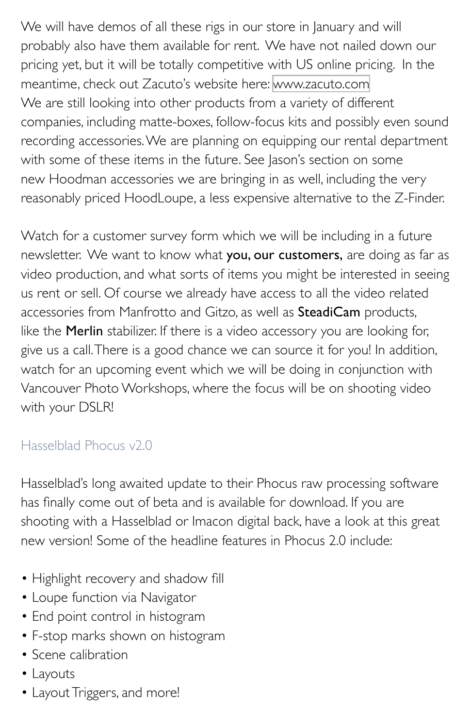We will have demos of all these rigs in our store in January and will probably also have them available for rent. We have not nailed down our pricing yet, but it will be totally competitive with US online pricing. In the meantime, check out Zacuto's website here: www.zacuto.com
We are still looking into other products from a variety of different companies, including matte-boxes, follow-focus kits and possibly even sound recording accessories. We are planning on equipping our rental department with some of these items in the future. See Jason's section on some new Hoodman accessories we are bringing in as well, including the very reasonably priced HoodLoupe, a less expensive alternative to the Z-Finder.

Watch for a customer survey form which we will be including in a future newsletter. We want to know what **you, our customers,** are doing as far as video production, and what sorts of items you might be interested in seeing us rent or sell. Of course we already have access to all the video related accessories from Manfrotto and Gitzo, as well as **SteadiCam** products, like the **Merlin** stabilizer. If there is a video accessory you are looking for, give us a call. There is a good chance we can source it for you! In addition, watch for an upcoming event which we will be doing in conjunction with Vancouver Photo Workshops, where the focus will be on shooting video with your DSLR!

## Hasselblad Phocus v2.0

Hasselblad's long awaited update to their Phocus raw processing software has finally come out of beta and is available for download. If you are shooting with a Hasselblad or Imacon digital back, have a look at this great new version! Some of the headline features in Phocus 2.0 include:

- Highlight recovery and shadow fill
- Loupe function via Navigator
- End point control in histogram
- F-stop marks shown on histogram
- Scene calibration
- Layouts
- Layout Triggers, and more!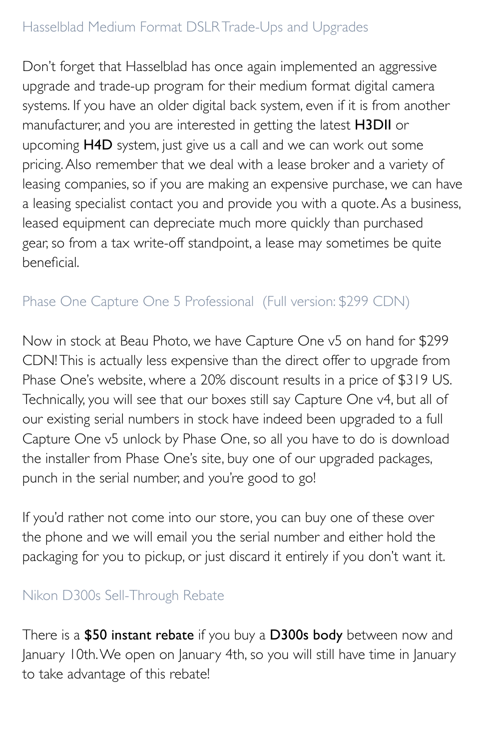## Hasselblad Medium Format DSLR Trade-Ups and Upgrades

Don't forget that Hasselblad has once again implemented an aggressive upgrade and trade-up program for their medium format digital camera systems. If you have an older digital back system, even if it is from another manufacturer, and you are interested in getting the latest **H3DII** or upcoming **H4D** system, just give us a call and we can work out some pricing. Also remember that we deal with a lease broker and a variety of leasing companies, so if you are making an expensive purchase, we can have a leasing specialist contact you and provide you with a quote. As a business, leased equipment can depreciate much more quickly than purchased gear, so from a tax write-off standpoint, a lease may sometimes be quite beneficial.

## Phase One Capture One 5 Professional (Full version: $299 CDN)

Now in stock at Beau Photo, we have Capture One v5 on hand for $299 CDN! This is actually less expensive than the direct offer to upgrade from Phase One's website, where a 20% discount results in a price of $319 US. Technically, you will see that our boxes still say Capture One v4, but all of our existing serial numbers in stock have indeed been upgraded to a full Capture One v5 unlock by Phase One, so all you have to do is download the installer from Phase One's site, buy one of our upgraded packages, punch in the serial number, and you're good to go!

If you'd rather not come into our store, you can buy one of these over the phone and we will email you the serial number and either hold the packaging for you to pickup, or just discard it entirely if you don't want it.

## Nikon D300s Sell-Through Rebate

There is a **$50 instant rebate** if you buy a **D300s body** between now and January 10th. We open on January 4th, so you will still have time in January to take advantage of this rebate!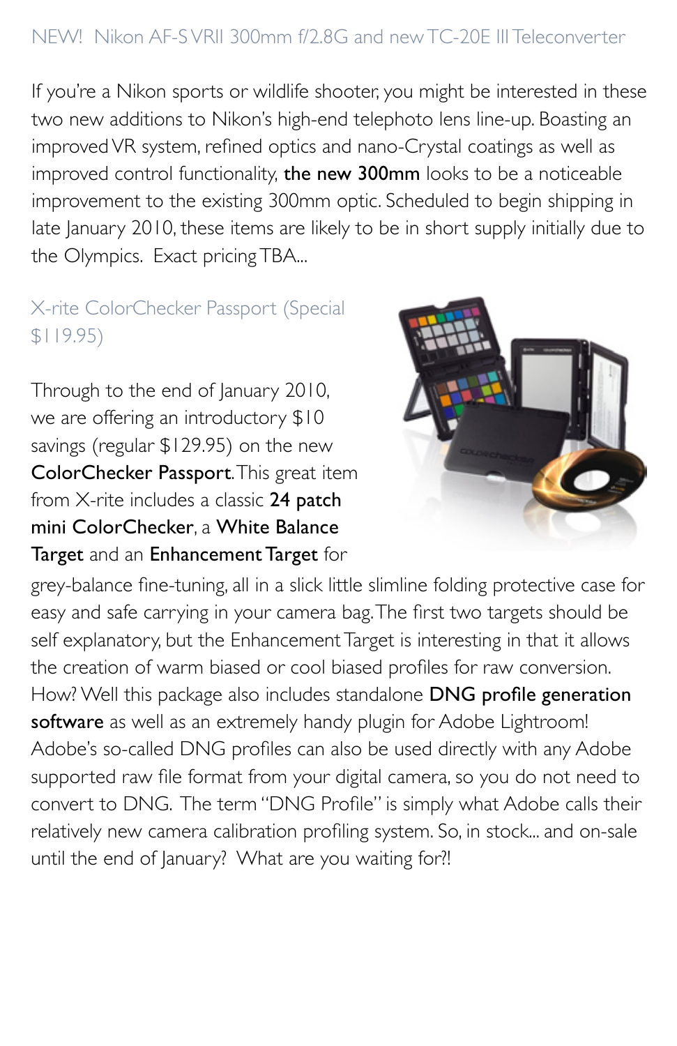## NEW! Nikon AF-S VRII 300mm f/2.8G and new TC-20E III Teleconverter

If you're a Nikon sports or wildlife shooter, you might be interested in these two new additions to Nikon's high-end telephoto lens line-up. Boasting an improved VR system, refined optics and nano-Crystal coatings as well as improved control functionality, **the new 300mm** looks to be a noticeable improvement to the existing 300mm optic. Scheduled to begin shipping in late January 2010, these items are likely to be in short supply initially due to the Olympics. Exact pricing TBA...

## X-rite ColorChecker Passport (Special $119.95)

Through to the end of January 2010, we are offering an introductory $10 savings (regular $129.95) on the new **ColorChecker Passport**. This great item from X-rite includes a classic **24 patch mini ColorChecker**, a **White Balance Target** and an **Enhancement Target** for grey-balance fine-tuning, all in a slick little slimline folding protective case for easy and safe carrying in your camera bag. The first two targets should be self explanatory, but the Enhancement Target is interesting in that it allows the creation of warm biased or cool biased profiles for raw conversion. How? Well this package also includes standalone **DNG profile generation software** as well as an extremely handy plugin for Adobe Lightroom! Adobe's so-called DNG profiles can also be used directly with any Adobe supported raw file format from your digital camera, so you do not need to convert to DNG. The term "DNG Profile" is simply what Adobe calls their relatively new camera calibration profiling system. So, in stock... and on-sale until the end of January? What are you waiting for?!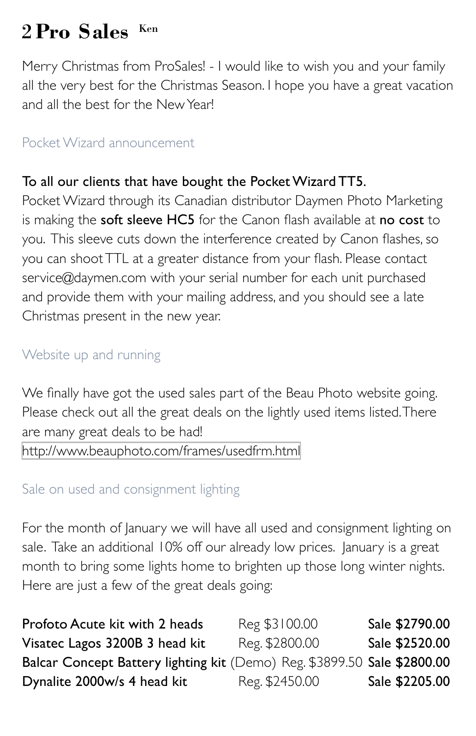# 2 Pro Sales Ken

Merry Christmas from ProSales! - I would like to wish you and your family all the very best for the Christmas Season. I hope you have a great vacation and all the best for the New Year!

## Pocket Wizard announcement

**To all our clients that have bought the Pocket Wizard TT5.**
Pocket Wizard through its Canadian distributor Daymen Photo Marketing is making the **soft sleeve HC5** for the Canon flash available at **no cost** to you. This sleeve cuts down the interference created by Canon flashes, so you can shoot TTL at a greater distance from your flash. Please contact service@daymen.com with your serial number for each unit purchased and provide them with your mailing address, and you should see a late Christmas present in the new year.

## Website up and running

We finally have got the used sales part of the Beau Photo website going. Please check out all the great deals on the lightly used items listed. There are many great deals to be had!
http://www.beauphoto.com/frames/usedfrm.html

## Sale on used and consignment lighting

For the month of January we will have all used and consignment lighting on sale. Take an additional 10% off our already low prices. January is a great month to bring some lights home to brighten up those long winter nights. Here are just a few of the great deals going:

| Item | Regular | Sale |
|---|---|---|
| **Profoto Acute kit with 2 heads** | Reg $3100.00 | **Sale $2790.00** |
| **Visatec Lagos 3200B 3 head kit** | Reg. $2800.00 | **Sale $2520.00** |
| **Balcar Concept Battery lighting kit** (Demo) | Reg. $3899.50 | **Sale $2800.00** |
| **Dynalite 2000w/s 4 head kit** | Reg. $2450.00 | **Sale $2205.00** |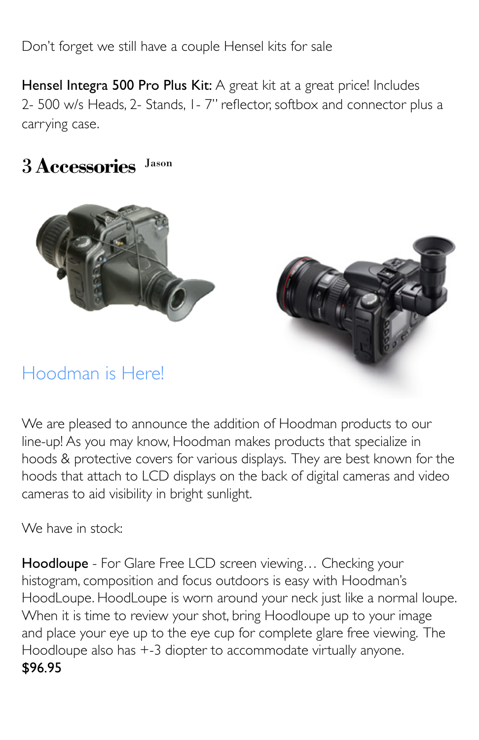Don't forget we still have a couple Hensel kits for sale

**Hensel Integra 500 Pro Plus Kit:** A great kit at a great price! Includes 2- 500 w/s Heads, 2- Stands, 1- 7" reflector, softbox and connector plus a carrying case.

# 3 Accessories Jason

## Hoodman is Here!

We are pleased to announce the addition of Hoodman products to our line-up! As you may know, Hoodman makes products that specialize in hoods & protective covers for various displays. They are best known for the hoods that attach to LCD displays on the back of digital cameras and video cameras to aid visibility in bright sunlight.

We have in stock:

**Hoodloupe** - For Glare Free LCD screen viewing… Checking your histogram, composition and focus outdoors is easy with Hoodman's HoodLoupe. HoodLoupe is worn around your neck just like a normal loupe. When it is time to review your shot, bring Hoodloupe up to your image and place your eye up to the eye cup for complete glare free viewing. The Hoodloupe also has +-3 diopter to accommodate virtually anyone.
**$96.95**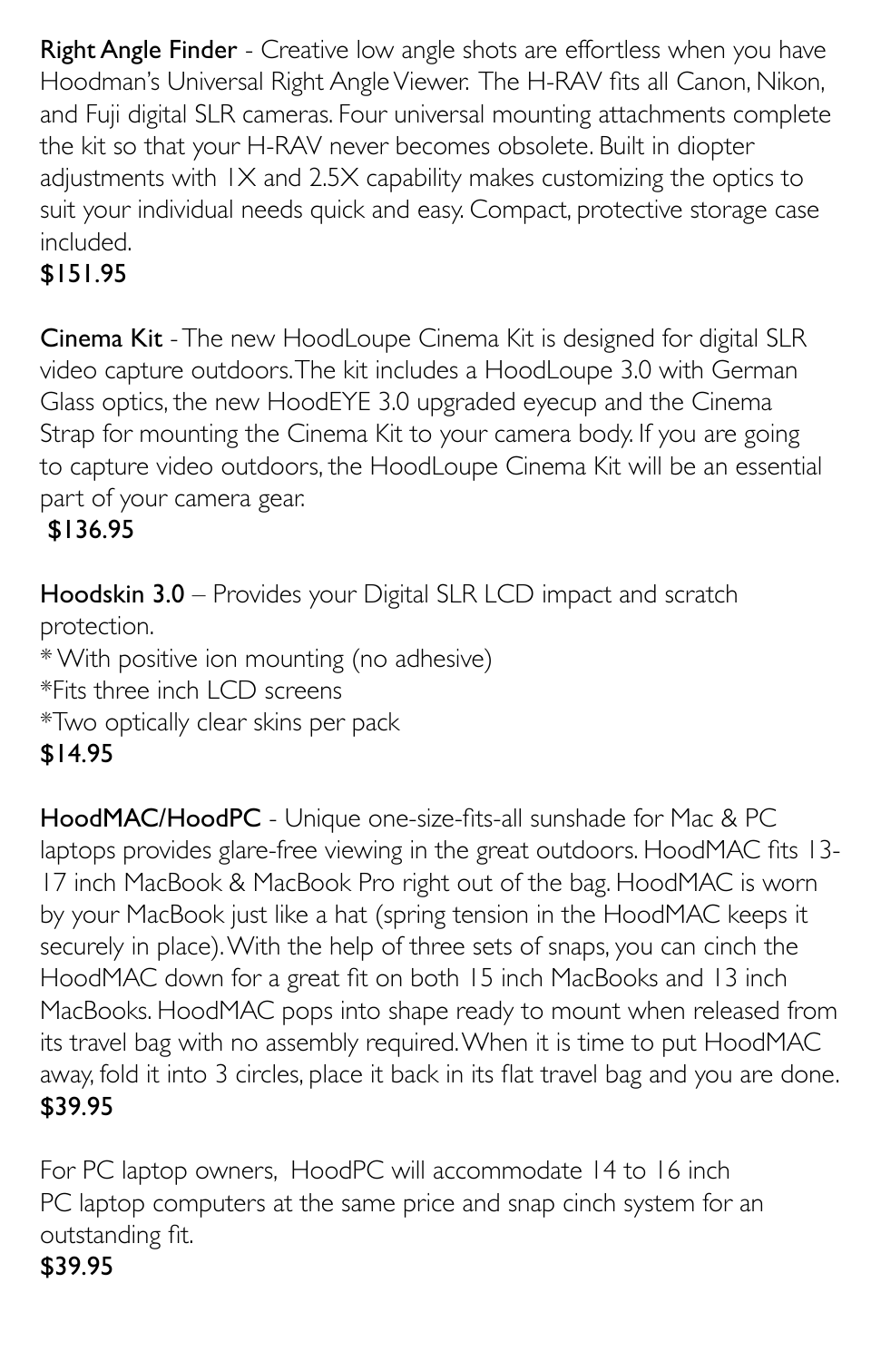**Right Angle Finder** - Creative low angle shots are effortless when you have Hoodman's Universal Right Angle Viewer. The H-RAV fits all Canon, Nikon, and Fuji digital SLR cameras. Four universal mounting attachments complete the kit so that your H-RAV never becomes obsolete. Built in diopter adjustments with 1X and 2.5X capability makes customizing the optics to suit your individual needs quick and easy. Compact, protective storage case included.

**$151.95**

**Cinema Kit** - The new HoodLoupe Cinema Kit is designed for digital SLR video capture outdoors. The kit includes a HoodLoupe 3.0 with German Glass optics, the new HoodEYE 3.0 upgraded eyecup and the Cinema Strap for mounting the Cinema Kit to your camera body. If you are going to capture video outdoors, the HoodLoupe Cinema Kit will be an essential part of your camera gear.

**$136.95**

**Hoodskin 3.0** – Provides your Digital SLR LCD impact and scratch protection.

* With positive ion mounting (no adhesive)
* Fits three inch LCD screens
* Two optically clear skins per pack

**$14.95**

**HoodMAC/HoodPC** - Unique one-size-fits-all sunshade for Mac & PC laptops provides glare-free viewing in the great outdoors. HoodMAC fits 13-17 inch MacBook & MacBook Pro right out of the bag. HoodMAC is worn by your MacBook just like a hat (spring tension in the HoodMAC keeps it securely in place). With the help of three sets of snaps, you can cinch the HoodMAC down for a great fit on both 15 inch MacBooks and 13 inch MacBooks. HoodMAC pops into shape ready to mount when released from its travel bag with no assembly required. When it is time to put HoodMAC away, fold it into 3 circles, place it back in its flat travel bag and you are done.

**$39.95**

For PC laptop owners, HoodPC will accommodate 14 to 16 inch PC laptop computers at the same price and snap cinch system for an outstanding fit.

**$39.95**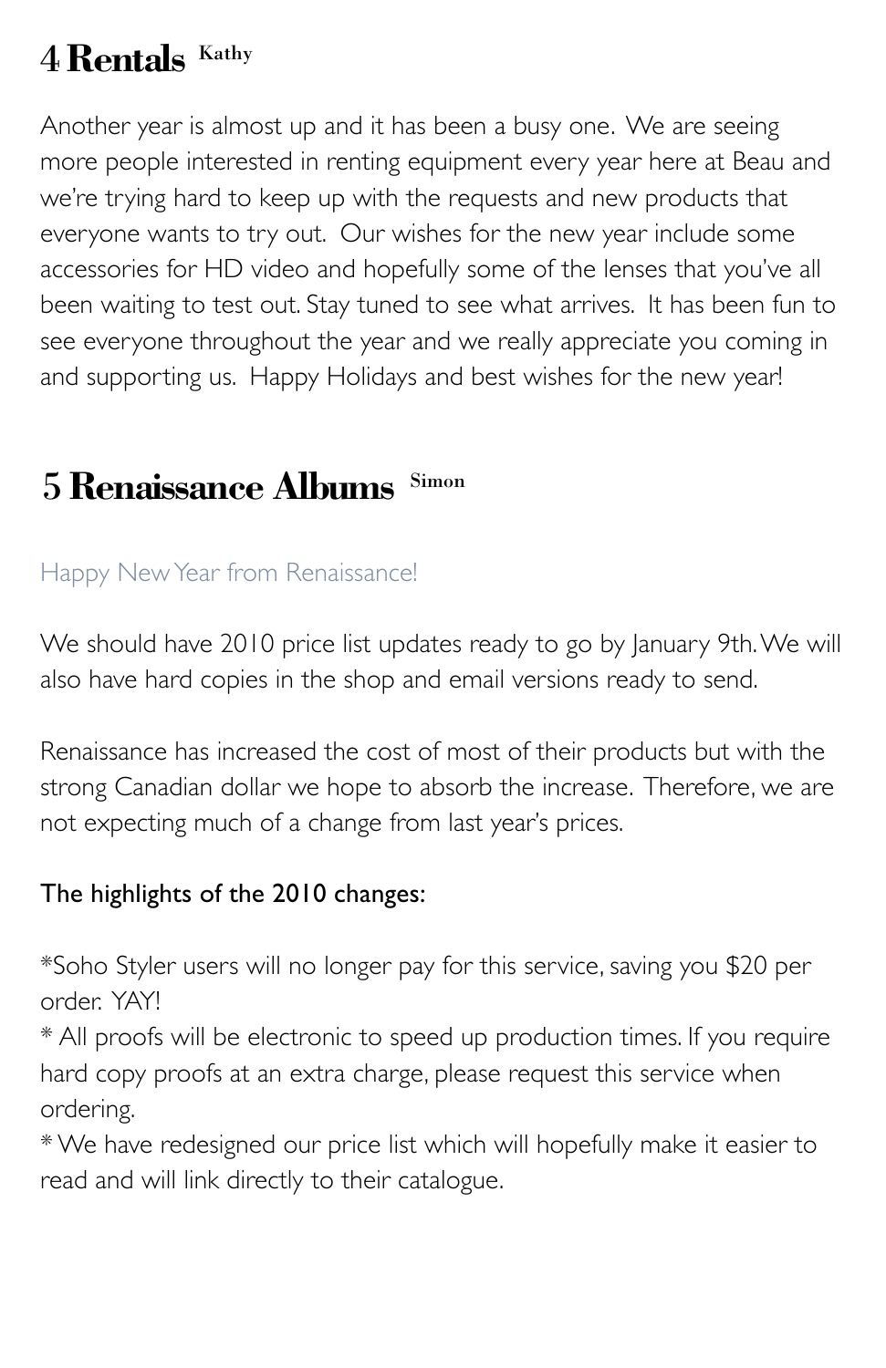## 4 Rentals [Kathy]

Another year is almost up and it has been a busy one. We are seeing more people interested in renting equipment every year here at Beau and we're trying hard to keep up with the requests and new products that everyone wants to try out. Our wishes for the new year include some accessories for HD video and hopefully some of the lenses that you've all been waiting to test out. Stay tuned to see what arrives. It has been fun to see everyone throughout the year and we really appreciate you coming in and supporting us. Happy Holidays and best wishes for the new year!

## 5 Renaissance Albums [Simon]

Happy New Year from Renaissance!

We should have 2010 price list updates ready to go by January 9th. We will also have hard copies in the shop and email versions ready to send.

Renaissance has increased the cost of most of their products but with the strong Canadian dollar we hope to absorb the increase. Therefore, we are not expecting much of a change from last year's prices.

The highlights of the 2010 changes:

*Soho Styler users will no longer pay for this service, saving you $20 per order. YAY!
* All proofs will be electronic to speed up production times. If you require hard copy proofs at an extra charge, please request this service when ordering.
* We have redesigned our price list which will hopefully make it easier to read and will link directly to their catalogue.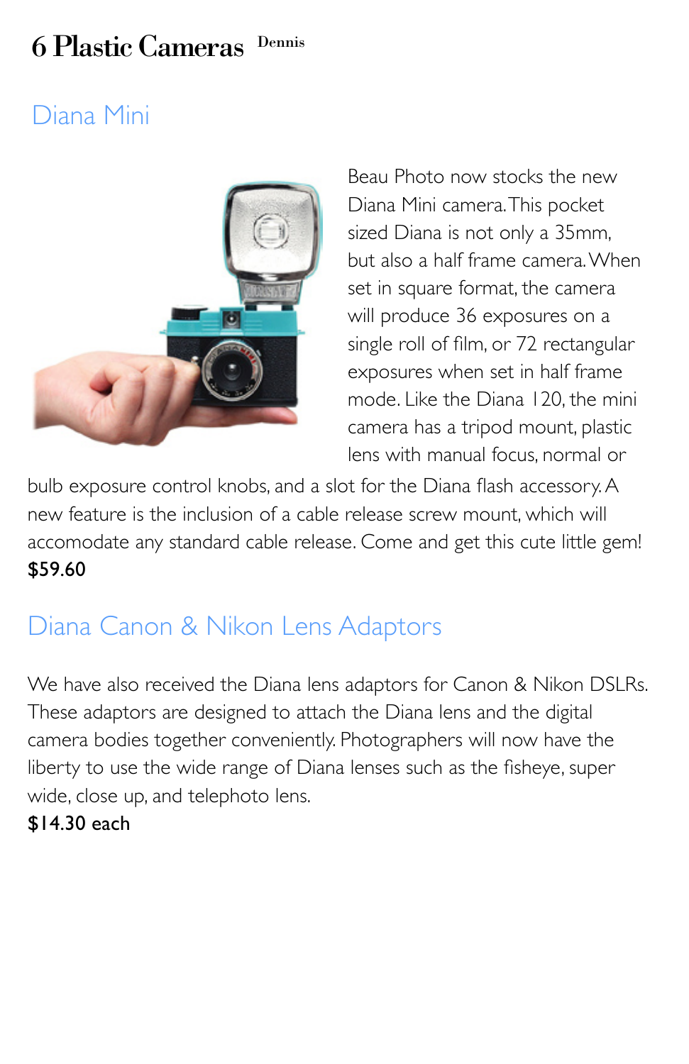# 6 Plastic Cameras Dennis

## Diana Mini

Beau Photo now stocks the new Diana Mini camera. This pocket sized Diana is not only a 35mm, but also a half frame camera. When set in square format, the camera will produce 36 exposures on a single roll of film, or 72 rectangular exposures when set in half frame mode. Like the Diana 120, the mini camera has a tripod mount, plastic lens with manual focus, normal or bulb exposure control knobs, and a slot for the Diana flash accessory. A new feature is the inclusion of a cable release screw mount, which will accomodate any standard cable release. Come and get this cute little gem!

**$59.60**

## Diana Canon & Nikon Lens Adaptors

We have also received the Diana lens adaptors for Canon & Nikon DSLRs. These adaptors are designed to attach the Diana lens and the digital camera bodies together conveniently. Photographers will now have the liberty to use the wide range of Diana lenses such as the fisheye, super wide, close up, and telephoto lens.

**$14.30 each**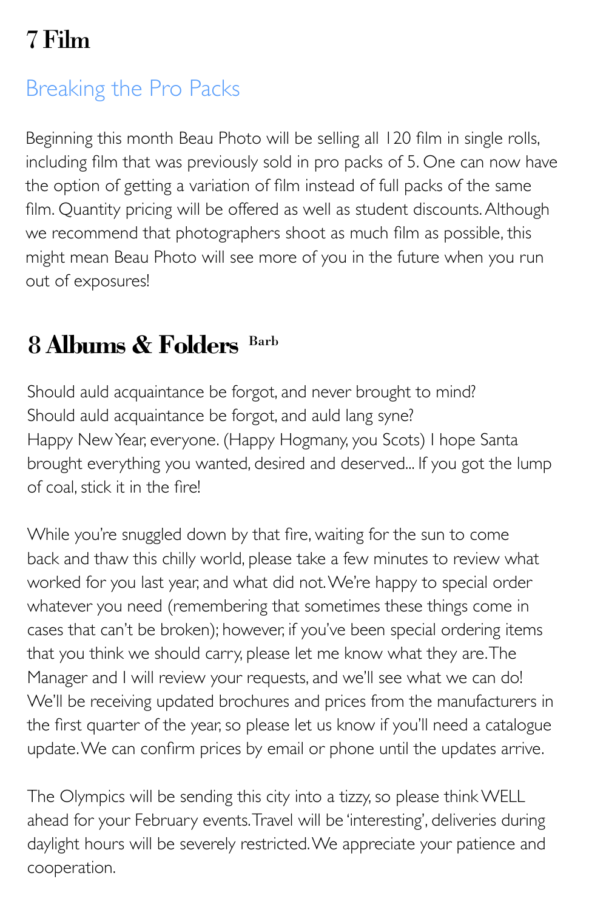# 7 Film

## Breaking the Pro Packs

Beginning this month Beau Photo will be selling all 120 film in single rolls, including film that was previously sold in pro packs of 5. One can now have the option of getting a variation of film instead of full packs of the same film. Quantity pricing will be offered as well as student discounts. Although we recommend that photographers shoot as much film as possible, this might mean Beau Photo will see more of you in the future when you run out of exposures!

# 8 Albums & Folders Barb

Should auld acquaintance be forgot, and never brought to mind?
Should auld acquaintance be forgot, and auld lang syne?
Happy New Year, everyone. (Happy Hogmany, you Scots) I hope Santa brought everything you wanted, desired and deserved... If you got the lump of coal, stick it in the fire!

While you're snuggled down by that fire, waiting for the sun to come back and thaw this chilly world, please take a few minutes to review what worked for you last year, and what did not. We're happy to special order whatever you need (remembering that sometimes these things come in cases that can't be broken); however, if you've been special ordering items that you think we should carry, please let me know what they are. The Manager and I will review your requests, and we'll see what we can do! We'll be receiving updated brochures and prices from the manufacturers in the first quarter of the year, so please let us know if you'll need a catalogue update. We can confirm prices by email or phone until the updates arrive.

The Olympics will be sending this city into a tizzy, so please think WELL ahead for your February events. Travel will be 'interesting', deliveries during daylight hours will be severely restricted. We appreciate your patience and cooperation.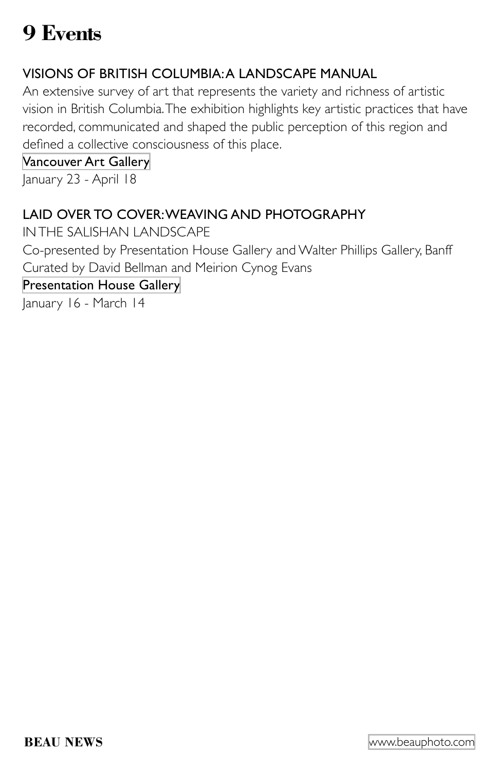# 9 Events

### VISIONS OF BRITISH COLUMBIA: A LANDSCAPE MANUAL

An extensive survey of art that represents the variety and richness of artistic vision in British Columbia. The exhibition highlights key artistic practices that have recorded, communicated and shaped the public perception of this region and defined a collective consciousness of this place.

Vancouver Art Gallery

January 23 - April 18

### LAID OVER TO COVER: WEAVING AND PHOTOGRAPHY

IN THE SALISHAN LANDSCAPE

Co-presented by Presentation House Gallery and Walter Phillips Gallery, Banff

Curated by David Bellman and Meirion Cynog Evans

Presentation House Gallery

January 16 - March 14